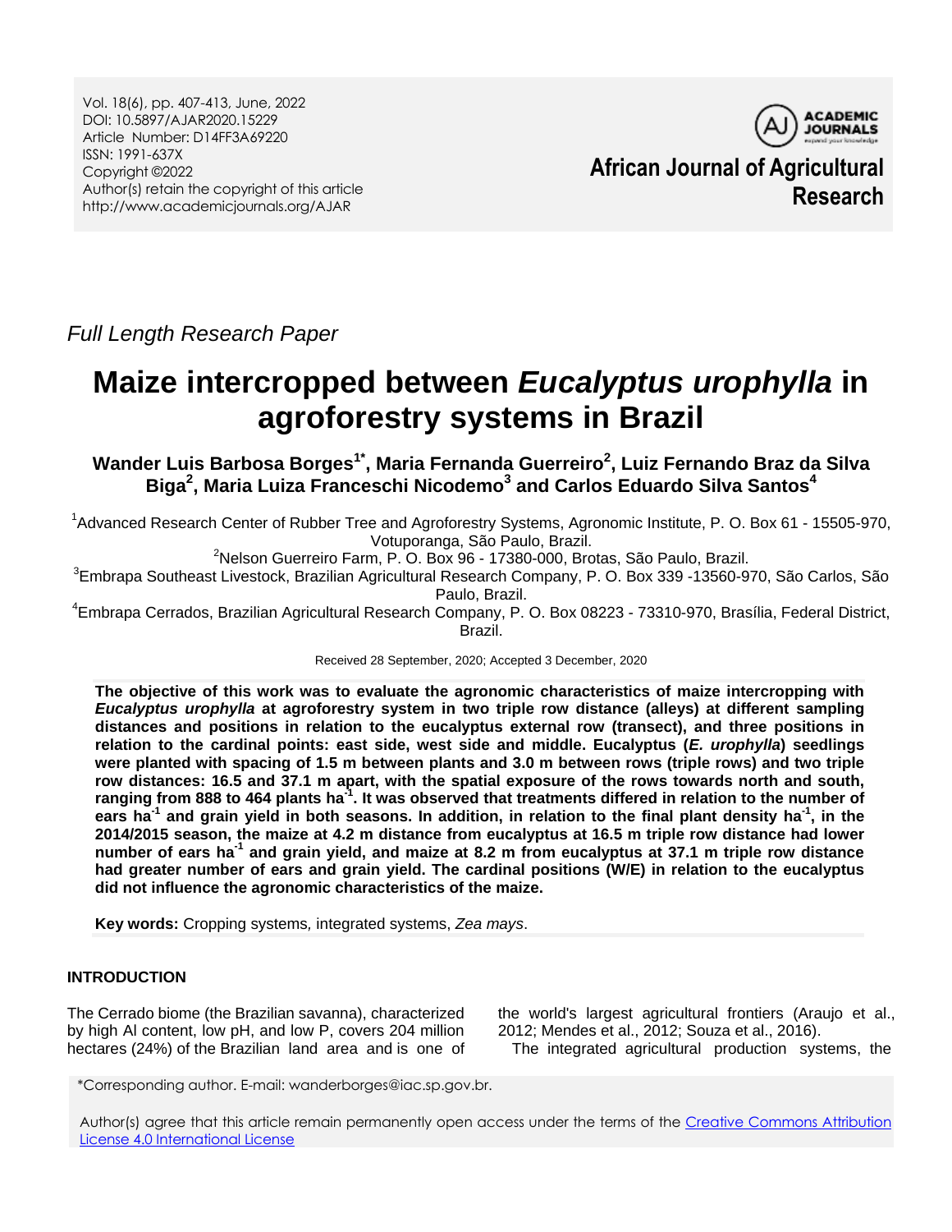*Full Length Research Paper*

# Maize intercropped between *Eucalyptus urophylla* in agroforestry systems in Brazil

**Wander Luis Barbosa Borges[1*], Maria Fernanda Guerreiro[2], Luiz Fernando Braz da Silva Biga[2], Maria Luiza Franceschi Nicodemo[3] and Carlos Eduardo Silva Santos[4]**

[1]Advanced Research Center of Rubber Tree and Agroforestry Systems, Agronomic Institute, P. O. Box 61 - 15505-970, Votuporanga, São Paulo, Brazil.

[2]Nelson Guerreiro Farm, P. O. Box 96 - 17380-000, Brotas, São Paulo, Brazil.

[3]Embrapa Southeast Livestock, Brazilian Agricultural Research Company, P. O. Box 339 -13560-970, São Carlos, São Paulo, Brazil.

[4]Embrapa Cerrados, Brazilian Agricultural Research Company, P. O. Box 08223 - 73310-970, Brasília, Federal District, Brazil.

Received 28 September, 2020; Accepted 3 December, 2020

**The objective of this work was to evaluate the agronomic characteristics of maize intercropping with *Eucalyptus urophylla* at agroforestry system in two triple row distance (alleys) at different sampling distances and positions in relation to the eucalyptus external row (transect), and three positions in relation to the cardinal points: east side, west side and middle. Eucalyptus (*E. urophylla*) seedlings were planted with spacing of 1.5 m between plants and 3.0 m between rows (triple rows) and two triple row distances: 16.5 and 37.1 m apart, with the spatial exposure of the rows towards north and south, ranging from 888 to 464 plants ha$^{-1}$. It was observed that treatments differed in relation to the number of ears ha$^{-1}$ and grain yield in both seasons. In addition, in relation to the final plant density ha$^{-1}$, in the 2014/2015 season, the maize at 4.2 m distance from eucalyptus at 16.5 m triple row distance had lower number of ears ha$^{-1}$ and grain yield, and maize at 8.2 m from eucalyptus at 37.1 m triple row distance had greater number of ears and grain yield. The cardinal positions (W/E) in relation to the eucalyptus did not influence the agronomic characteristics of the maize.**

**Key words:** Cropping systems, integrated systems, *Zea mays*.

## INTRODUCTION

The Cerrado biome (the Brazilian savanna), characterized by high Al content, low pH, and low P, covers 204 million hectares (24%) of the Brazilian land area and is one of the world's largest agricultural frontiers (Araujo et al., 2012; Mendes et al., 2012; Souza et al., 2016).

The integrated agricultural production systems, the

*Corresponding author. E-mail: wanderborges@iac.sp.gov.br.

Author(s) agree that this article remain permanently open access under the terms of the Creative Commons Attribution License 4.0 International License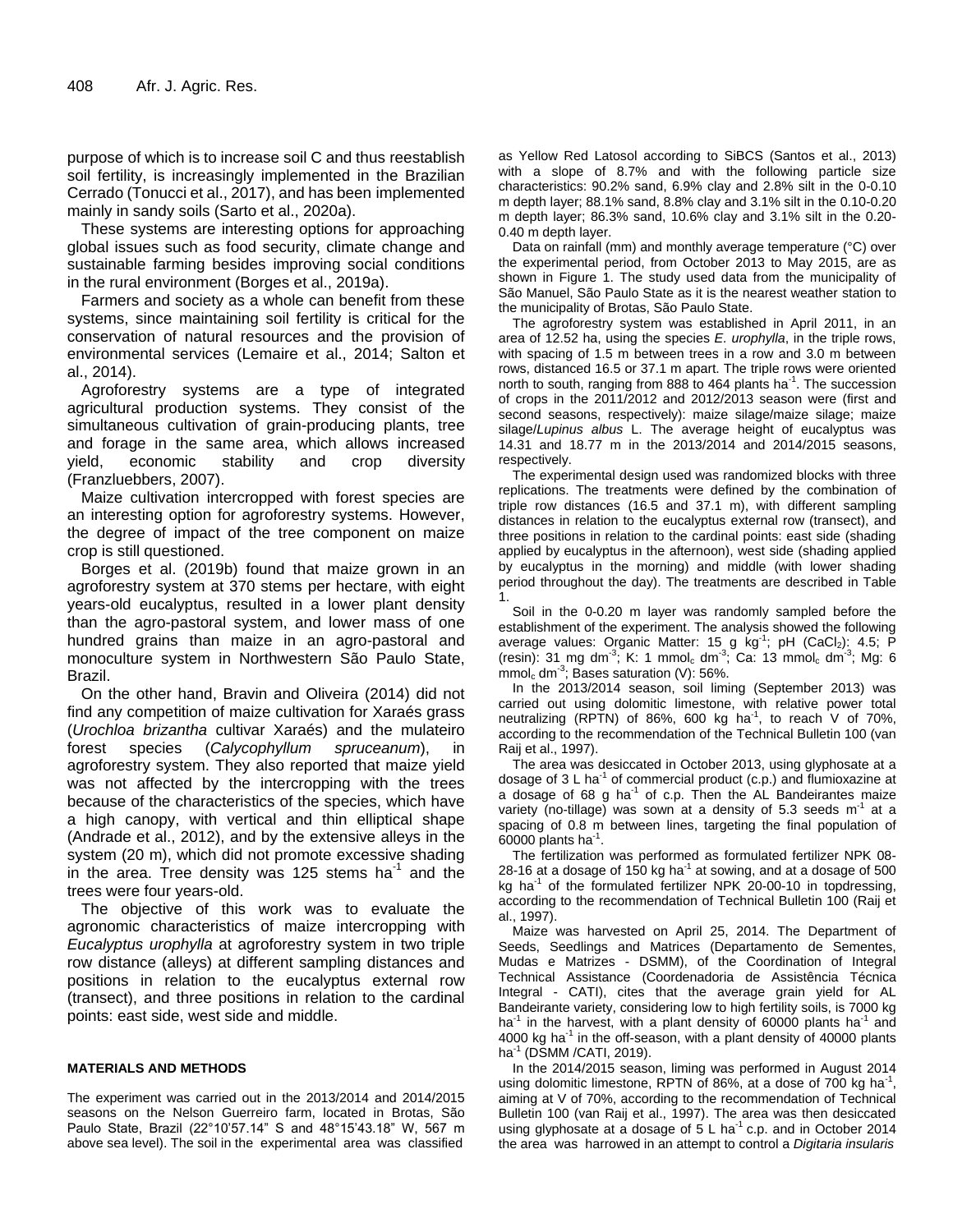purpose of which is to increase soil C and thus reestablish soil fertility, is increasingly implemented in the Brazilian Cerrado (Tonucci et al., 2017), and has been implemented mainly in sandy soils (Sarto et al., 2020a).

These systems are interesting options for approaching global issues such as food security, climate change and sustainable farming besides improving social conditions in the rural environment (Borges et al., 2019a).

Farmers and society as a whole can benefit from these systems, since maintaining soil fertility is critical for the conservation of natural resources and the provision of environmental services (Lemaire et al., 2014; Salton et al., 2014).

Agroforestry systems are a type of integrated agricultural production systems. They consist of the simultaneous cultivation of grain-producing plants, tree and forage in the same area, which allows increased yield, economic stability and crop diversity (Franzluebbers, 2007).

Maize cultivation intercropped with forest species are an interesting option for agroforestry systems. However, the degree of impact of the tree component on maize crop is still questioned.

Borges et al. (2019b) found that maize grown in an agroforestry system at 370 stems per hectare, with eight years-old eucalyptus, resulted in a lower plant density than the agro-pastoral system, and lower mass of one hundred grains than maize in an agro-pastoral and monoculture system in Northwestern São Paulo State, Brazil.

On the other hand, Bravin and Oliveira (2014) did not find any competition of maize cultivation for Xaraés grass (*Urochloa brizantha* cultivar Xaraés) and the mulateiro forest species (*Calycophyllum spruceanum*), in agroforestry system. They also reported that maize yield was not affected by the intercropping with the trees because of the characteristics of the species, which have a high canopy, with vertical and thin elliptical shape (Andrade et al., 2012), and by the extensive alleys in the system (20 m), which did not promote excessive shading in the area. Tree density was 125 stems ha$^{-1}$ and the trees were four years-old.

The objective of this work was to evaluate the agronomic characteristics of maize intercropping with *Eucalyptus urophylla* at agroforestry system in two triple row distance (alleys) at different sampling distances and positions in relation to the eucalyptus external row (transect), and three positions in relation to the cardinal points: east side, west side and middle.

## MATERIALS AND METHODS

The experiment was carried out in the 2013/2014 and 2014/2015 seasons on the Nelson Guerreiro farm, located in Brotas, São Paulo State, Brazil (22°10'57.14" S and 48°15'43.18" W, 567 m above sea level). The soil in the experimental area was classified as Yellow Red Latosol according to SiBCS (Santos et al., 2013) with a slope of 8.7% and with the following particle size characteristics: 90.2% sand, 6.9% clay and 2.8% silt in the 0-0.10 m depth layer; 88.1% sand, 8.8% clay and 3.1% silt in the 0.10-0.20 m depth layer; 86.3% sand, 10.6% clay and 3.1% silt in the 0.20-0.40 m depth layer.

Data on rainfall (mm) and monthly average temperature (°C) over the experimental period, from October 2013 to May 2015, are as shown in Figure 1. The study used data from the municipality of São Manuel, São Paulo State as it is the nearest weather station to the municipality of Brotas, São Paulo State.

The agroforestry system was established in April 2011, in an area of 12.52 ha, using the species *E. urophylla*, in the triple rows, with spacing of 1.5 m between trees in a row and 3.0 m between rows, distanced 16.5 or 37.1 m apart. The triple rows were oriented north to south, ranging from 888 to 464 plants ha$^{-1}$. The succession of crops in the 2011/2012 and 2012/2013 season were (first and second seasons, respectively): maize silage/maize silage; maize silage/*Lupinus albus* L. The average height of eucalyptus was 14.31 and 18.77 m in the 2013/2014 and 2014/2015 seasons, respectively.

The experimental design used was randomized blocks with three replications. The treatments were defined by the combination of triple row distances (16.5 and 37.1 m), with different sampling distances in relation to the eucalyptus external row (transect), and three positions in relation to the cardinal points: east side (shading applied by eucalyptus in the afternoon), west side (shading applied by eucalyptus in the morning) and middle (with lower shading period throughout the day). The treatments are described in Table 1.

Soil in the 0-0.20 m layer was randomly sampled before the establishment of the experiment. The analysis showed the following average values: Organic Matter: 15 g kg$^{-1}$; pH ($CaCl_2$): 4.5; P (resin): 31 mg dm$^{-3}$; K: 1 mmol$_c$ dm$^{-3}$; Ca: 13 mmol$_c$ dm$^{-3}$; Mg: 6 mmol$_c$ dm$^{-3}$; Bases saturation (V): 56%.

In the 2013/2014 season, soil liming (September 2013) was carried out using dolomitic limestone, with relative power total neutralizing (RPTN) of 86%, 600 kg ha$^{-1}$, to reach V of 70%, according to the recommendation of the Technical Bulletin 100 (van Raij et al., 1997).

The area was desiccated in October 2013, using glyphosate at a dosage of 3 L ha$^{-1}$ of commercial product (c.p.) and flumioxazine at a dosage of 68 g ha$^{-1}$ of c.p. Then the AL Bandeirantes maize variety (no-tillage) was sown at a density of 5.3 seeds m$^{-1}$ at a spacing of 0.8 m between lines, targeting the final population of 60000 plants ha$^{-1}$.

The fertilization was performed as formulated fertilizer NPK 08-28-16 at a dosage of 150 kg ha$^{-1}$ at sowing, and at a dosage of 500 kg ha$^{-1}$ of the formulated fertilizer NPK 20-00-10 in topdressing, according to the recommendation of Technical Bulletin 100 (Raij et al., 1997).

Maize was harvested on April 25, 2014. The Department of Seeds, Seedlings and Matrices (Departamento de Sementes, Mudas e Matrizes - DSMM), of the Coordination of Integral Technical Assistance (Coordenadoria de Assistência Técnica Integral - CATI), cites that the average grain yield for AL Bandeirante variety, considering low to high fertility soils, is 7000 kg ha$^{-1}$ in the harvest, with a plant density of 60000 plants ha$^{-1}$ and 4000 kg ha$^{-1}$ in the off-season, with a plant density of 40000 plants ha$^{-1}$ (DSMM /CATI, 2019).

In the 2014/2015 season, liming was performed in August 2014 using dolomitic limestone, RPTN of 86%, at a dose of 700 kg ha$^{-1}$, aiming at V of 70%, according to the recommendation of Technical Bulletin 100 (van Raij et al., 1997). The area was then desiccated using glyphosate at a dosage of 5 L ha$^{-1}$ c.p. and in October 2014 the area was harrowed in an attempt to control a *Digitaria insularis*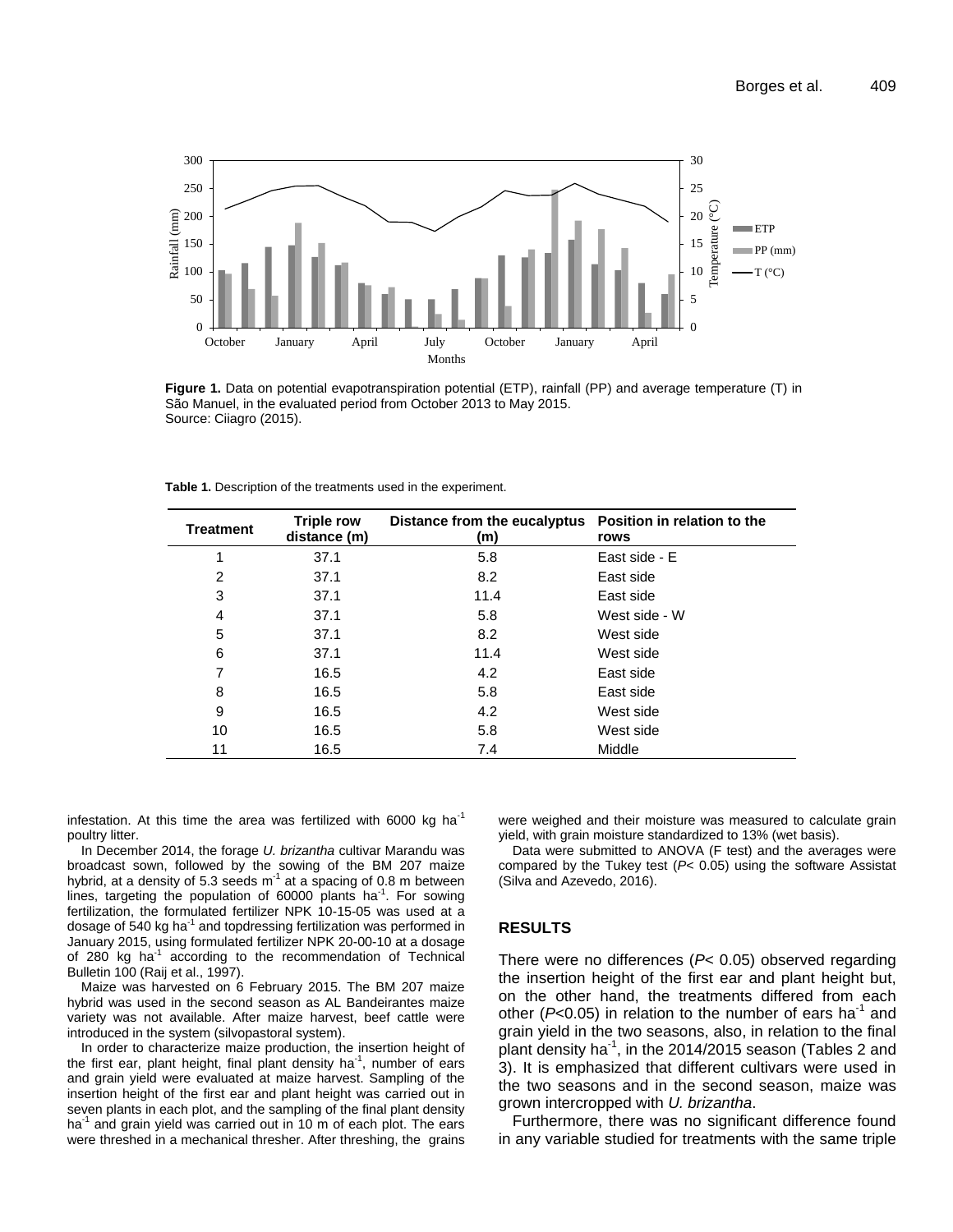**Figure 1.** Data on potential evapotranspiration potential (ETP), rainfall (PP) and average temperature (T) in São Manuel, in the evaluated period from October 2013 to May 2015.
Source: Ciiagro (2015).

**Table 1.** Description of the treatments used in the experiment.

| Treatment | Triple row distance (m) | Distance from the eucalyptus (m) | Position in relation to the rows |
|---|---|---|---|
| 1 | 37.1 | 5.8 | East side - E |
| 2 | 37.1 | 8.2 | East side |
| 3 | 37.1 | 11.4 | East side |
| 4 | 37.1 | 5.8 | West side - W |
| 5 | 37.1 | 8.2 | West side |
| 6 | 37.1 | 11.4 | West side |
| 7 | 16.5 | 4.2 | East side |
| 8 | 16.5 | 5.8 | East side |
| 9 | 16.5 | 4.2 | West side |
| 10 | 16.5 | 5.8 | West side |
| 11 | 16.5 | 7.4 | Middle |

infestation. At this time the area was fertilized with 6000 kg ha$^{-1}$ poultry litter.

In December 2014, the forage *U. brizantha* cultivar Marandu was broadcast sown, followed by the sowing of the BM 207 maize hybrid, at a density of 5.3 seeds m$^{-1}$ at a spacing of 0.8 m between lines, targeting the population of 60000 plants ha$^{-1}$. For sowing fertilization, the formulated fertilizer NPK 10-15-05 was used at a dosage of 540 kg ha$^{-1}$ and topdressing fertilization was performed in January 2015, using formulated fertilizer NPK 20-00-10 at a dosage of 280 kg ha$^{-1}$ according to the recommendation of Technical Bulletin 100 (Raij et al., 1997).

Maize was harvested on 6 February 2015. The BM 207 maize hybrid was used in the second season as AL Bandeirantes maize variety was not available. After maize harvest, beef cattle were introduced in the system (silvopastoral system).

In order to characterize maize production, the insertion height of the first ear, plant height, final plant density ha$^{-1}$, number of ears and grain yield were evaluated at maize harvest. Sampling of the insertion height of the first ear and plant height was carried out in seven plants in each plot, and the sampling of the final plant density ha$^{-1}$ and grain yield was carried out in 10 m of each plot. The ears were threshed in a mechanical thresher. After threshing, the grains were weighed and their moisture was measured to calculate grain yield, with grain moisture standardized to 13% (wet basis).

Data were submitted to ANOVA (F test) and the averages were compared by the Tukey test ($P< 0.05$) using the software Assistat (Silva and Azevedo, 2016).

## RESULTS

There were no differences ($P< 0.05$) observed regarding the insertion height of the first ear and plant height but, on the other hand, the treatments differed from each other ($P<0.05$) in relation to the number of ears ha$^{-1}$ and grain yield in the two seasons, also, in relation to the final plant density ha$^{-1}$, in the 2014/2015 season (Tables 2 and 3). It is emphasized that different cultivars were used in the two seasons and in the second season, maize was grown intercropped with *U. brizantha*.

Furthermore, there was no significant difference found in any variable studied for treatments with the same triple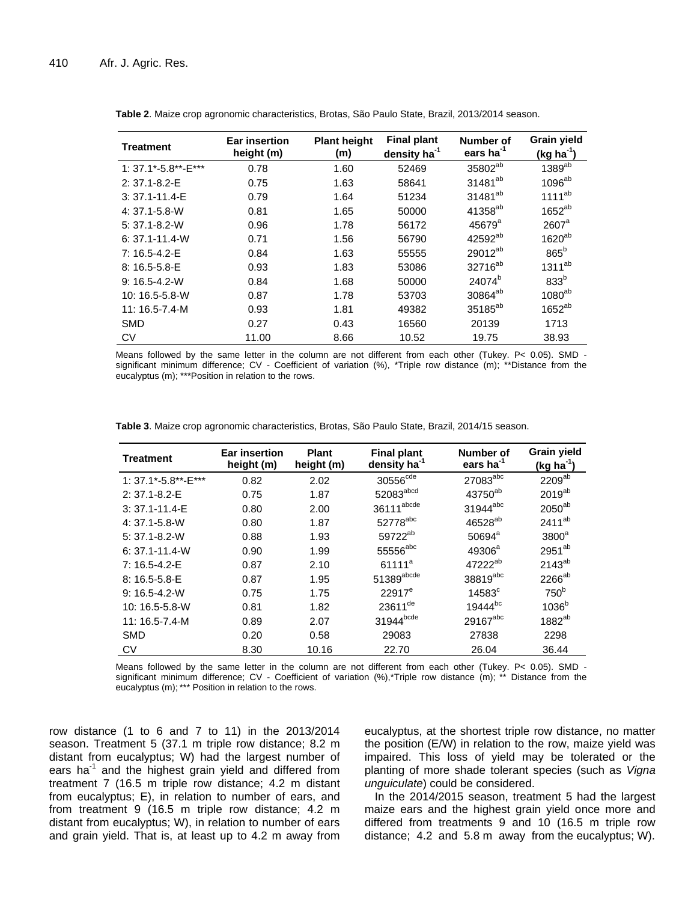**Table 2**. Maize crop agronomic characteristics, Brotas, São Paulo State, Brazil, 2013/2014 season.

| Treatment | Ear insertion height (m) | Plant height (m) | Final plant density $ha^{-1}$ | Number of ears $ha^{-1}$ | Grain yield ($kg\ ha^{-1}$) |
|---|---|---|---|---|---|
| 1: 37.1*-5.8**-E*** | 0.78 | 1.60 | 52469 | $35802^{ab}$ | $1389^{ab}$ |
| 2: 37.1-8.2-E | 0.75 | 1.63 | 58641 | $31481^{ab}$ | $1096^{ab}$ |
| 3: 37.1-11.4-E | 0.79 | 1.64 | 51234 | $31481^{ab}$ | $1111^{ab}$ |
| 4: 37.1-5.8-W | 0.81 | 1.65 | 50000 | $41358^{ab}$ | $1652^{ab}$ |
| 5: 37.1-8.2-W | 0.96 | 1.78 | 56172 | $45679^{a}$ | $2607^{a}$ |
| 6: 37.1-11.4-W | 0.71 | 1.56 | 56790 | $42592^{ab}$ | $1620^{ab}$ |
| 7: 16.5-4.2-E | 0.84 | 1.63 | 55555 | $29012^{ab}$ | $865^{b}$ |
| 8: 16.5-5.8-E | 0.93 | 1.83 | 53086 | $32716^{ab}$ | $1311^{ab}$ |
| 9: 16.5-4.2-W | 0.84 | 1.68 | 50000 | $24074^{b}$ | $833^{b}$ |
| 10: 16.5-5.8-W | 0.87 | 1.78 | 53703 | $30864^{ab}$ | $1080^{ab}$ |
| 11: 16.5-7.4-M | 0.93 | 1.81 | 49382 | $35185^{ab}$ | $1652^{ab}$ |
| SMD | 0.27 | 0.43 | 16560 | 20139 | 1713 |
| CV | 11.00 | 8.66 | 10.52 | 19.75 | 38.93 |

Means followed by the same letter in the column are not different from each other (Tukey. P< 0.05). SMD - significant minimum difference; CV - Coefficient of variation (%), *Triple row distance (m); **Distance from the eucalyptus (m); ***Position in relation to the rows.

**Table 3**. Maize crop agronomic characteristics, Brotas, São Paulo State, Brazil, 2014/15 season.

| Treatment | Ear insertion height (m) | Plant height (m) | Final plant density $ha^{-1}$ | Number of ears $ha^{-1}$ | Grain yield ($kg\ ha^{-1}$) |
|---|---|---|---|---|---|
| 1: 37.1*-5.8**-E*** | 0.82 | 2.02 | $30556^{cde}$ | $27083^{abc}$ | $2209^{ab}$ |
| 2: 37.1-8.2-E | 0.75 | 1.87 | $52083^{abcd}$ | $43750^{ab}$ | $2019^{ab}$ |
| 3: 37.1-11.4-E | 0.80 | 2.00 | $36111^{abcde}$ | $31944^{abc}$ | $2050^{ab}$ |
| 4: 37.1-5.8-W | 0.80 | 1.87 | $52778^{abc}$ | $46528^{ab}$ | $2411^{ab}$ |
| 5: 37.1-8.2-W | 0.88 | 1.93 | $59722^{ab}$ | $50694^{a}$ | $3800^{a}$ |
| 6: 37.1-11.4-W | 0.90 | 1.99 | $55556^{abc}$ | $49306^{a}$ | $2951^{ab}$ |
| 7: 16.5-4.2-E | 0.87 | 2.10 | $61111^{a}$ | $47222^{ab}$ | $2143^{ab}$ |
| 8: 16.5-5.8-E | 0.87 | 1.95 | $51389^{abcde}$ | $38819^{abc}$ | $2266^{ab}$ |
| 9: 16.5-4.2-W | 0.75 | 1.75 | $22917^{e}$ | $14583^{c}$ | $750^{b}$ |
| 10: 16.5-5.8-W | 0.81 | 1.82 | $23611^{de}$ | $19444^{bc}$ | $1036^{b}$ |
| 11: 16.5-7.4-M | 0.89 | 2.07 | $31944^{bcde}$ | $29167^{abc}$ | $1882^{ab}$ |
| SMD | 0.20 | 0.58 | 29083 | 27838 | 2298 |
| CV | 8.30 | 10.16 | 22.70 | 26.04 | 36.44 |

Means followed by the same letter in the column are not different from each other (Tukey. P< 0.05). SMD - significant minimum difference; CV - Coefficient of variation (%),*Triple row distance (m); ** Distance from the eucalyptus (m); *** Position in relation to the rows.

row distance (1 to 6 and 7 to 11) in the 2013/2014 season. Treatment 5 (37.1 m triple row distance; 8.2 m distant from eucalyptus; W) had the largest number of ears $ha^{-1}$ and the highest grain yield and differed from treatment 7 (16.5 m triple row distance; 4.2 m distant from eucalyptus; E), in relation to number of ears, and from treatment 9 (16.5 m triple row distance; 4.2 m distant from eucalyptus; W), in relation to number of ears and grain yield. That is, at least up to 4.2 m away from eucalyptus, at the shortest triple row distance, no matter the position (E/W) in relation to the row, maize yield was impaired. This loss of yield may be tolerated or the planting of more shade tolerant species (such as *Vigna unguiculate*) could be considered.

In the 2014/2015 season, treatment 5 had the largest maize ears and the highest grain yield once more and differed from treatments 9 and 10 (16.5 m triple row distance; 4.2 and 5.8 m away from the eucalyptus; W).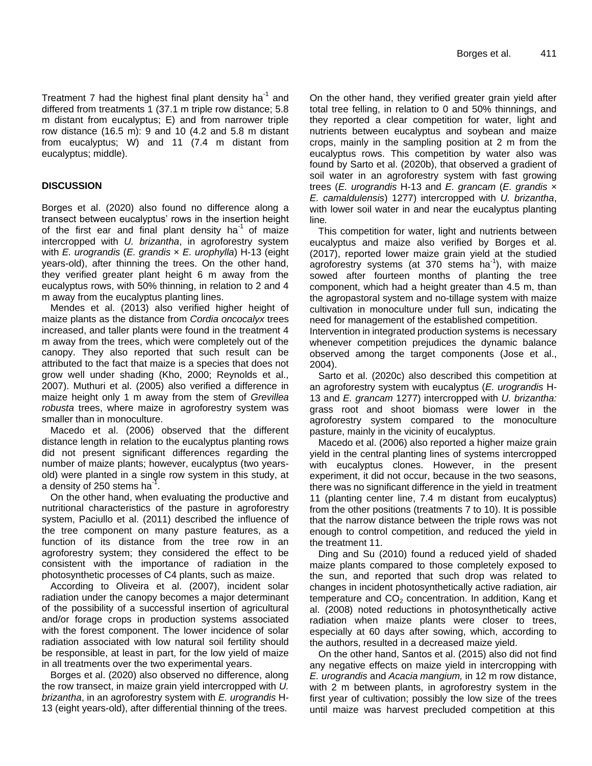Treatment 7 had the highest final plant density $ha^{-1}$ and differed from treatments 1 (37.1 m triple row distance; 5.8 m distant from eucalyptus; E) and from narrower triple row distance (16.5 m): 9 and 10 (4.2 and 5.8 m distant from eucalyptus; W) and 11 (7.4 m distant from eucalyptus; middle).

## DISCUSSION

Borges et al. (2020) also found no difference along a transect between eucalyptus' rows in the insertion height of the first ear and final plant density $ha^{-1}$ of maize intercropped with *U. brizantha*, in agroforestry system with *E. urograndis* (*E. grandis* × *E. urophylla*) H-13 (eight years-old), after thinning the trees. On the other hand, they verified greater plant height 6 m away from the eucalyptus rows, with 50% thinning, in relation to 2 and 4 m away from the eucalyptus planting lines.

Mendes et al. (2013) also verified higher height of maize plants as the distance from *Cordia oncocalyx* trees increased, and taller plants were found in the treatment 4 m away from the trees, which were completely out of the canopy. They also reported that such result can be attributed to the fact that maize is a species that does not grow well under shading (Kho, 2000; Reynolds et al., 2007). Muthuri et al. (2005) also verified a difference in maize height only 1 m away from the stem of *Grevillea robusta* trees, where maize in agroforestry system was smaller than in monoculture.

Macedo et al. (2006) observed that the different distance length in relation to the eucalyptus planting rows did not present significant differences regarding the number of maize plants; however, eucalyptus (two years-old) were planted in a single row system in this study, at a density of 250 stems $ha^{-1}$.

On the other hand, when evaluating the productive and nutritional characteristics of the pasture in agroforestry system, Paciullo et al. (2011) described the influence of the tree component on many pasture features, as a function of its distance from the tree row in an agroforestry system; they considered the effect to be consistent with the importance of radiation in the photosynthetic processes of C4 plants, such as maize.

According to Oliveira et al. (2007), incident solar radiation under the canopy becomes a major determinant of the possibility of a successful insertion of agricultural and/or forage crops in production systems associated with the forest component. The lower incidence of solar radiation associated with low natural soil fertility should be responsible, at least in part, for the low yield of maize in all treatments over the two experimental years.

Borges et al. (2020) also observed no difference, along the row transect, in maize grain yield intercropped with *U. brizantha*, in an agroforestry system with *E. urograndis* H-13 (eight years-old), after differential thinning of the trees. On the other hand, they verified greater grain yield after total tree felling, in relation to 0 and 50% thinnings, and they reported a clear competition for water, light and nutrients between eucalyptus and soybean and maize crops, mainly in the sampling position at 2 m from the eucalyptus rows. This competition by water also was found by Sarto et al. (2020b), that observed a gradient of soil water in an agroforestry system with fast growing trees (*E. urograndis* H-13 and *E. grancam* (*E. grandis* × *E. camaldulensis*) 1277) intercropped with *U. brizantha*, with lower soil water in and near the eucalyptus planting line.

This competition for water, light and nutrients between eucalyptus and maize also verified by Borges et al. (2017), reported lower maize grain yield at the studied agroforestry systems (at 370 stems $ha^{-1}$), with maize sowed after fourteen months of planting the tree component, which had a height greater than 4.5 m, than the agropastoral system and no-tillage system with maize cultivation in monoculture under full sun, indicating the need for management of the established competition. Intervention in integrated production systems is necessary whenever competition prejudices the dynamic balance observed among the target components (Jose et al., 2004).

Sarto et al. (2020c) also described this competition at an agroforestry system with eucalyptus (*E. urograndis* H-13 and *E. grancam* 1277) intercropped with *U. brizantha:* grass root and shoot biomass were lower in the agroforestry system compared to the monoculture pasture, mainly in the vicinity of eucalyptus.

Macedo et al. (2006) also reported a higher maize grain yield in the central planting lines of systems intercropped with eucalyptus clones. However, in the present experiment, it did not occur, because in the two seasons, there was no significant difference in the yield in treatment 11 (planting center line, 7.4 m distant from eucalyptus) from the other positions (treatments 7 to 10). It is possible that the narrow distance between the triple rows was not enough to control competition, and reduced the yield in the treatment 11.

Ding and Su (2010) found a reduced yield of shaded maize plants compared to those completely exposed to the sun, and reported that such drop was related to changes in incident photosynthetically active radiation, air temperature and $CO_2$ concentration. In addition, Kang et al. (2008) noted reductions in photosynthetically active radiation when maize plants were closer to trees, especially at 60 days after sowing, which, according to the authors, resulted in a decreased maize yield.

On the other hand, Santos et al. (2015) also did not find any negative effects on maize yield in intercropping with *E. urograndis* and *Acacia mangium,* in 12 m row distance, with 2 m between plants, in agroforestry system in the first year of cultivation; possibly the low size of the trees until maize was harvest precluded competition at this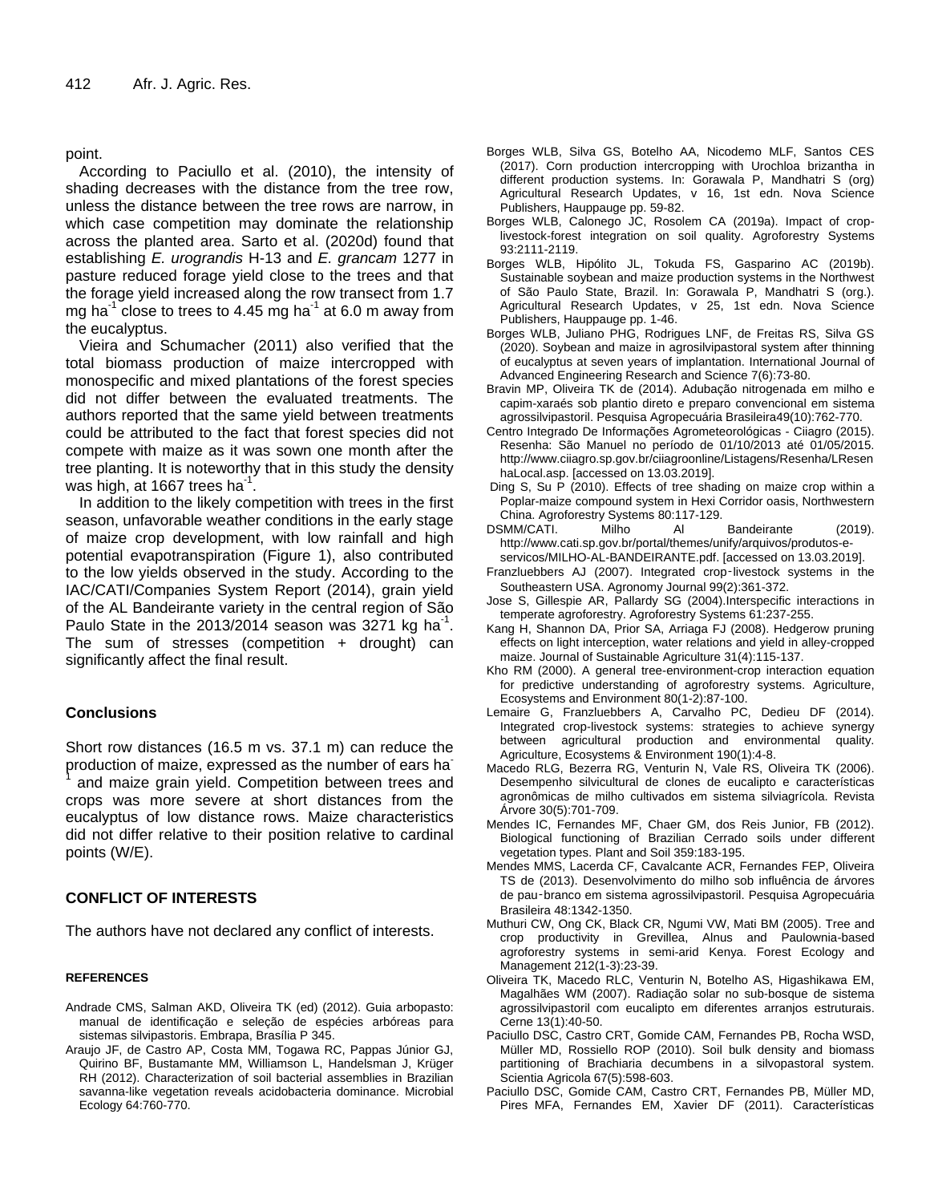point.

According to Paciullo et al. (2010), the intensity of shading decreases with the distance from the tree row, unless the distance between the tree rows are narrow, in which case competition may dominate the relationship across the planted area. Sarto et al. (2020d) found that establishing *E. urograndis* H-13 and *E. grancam* 1277 in pasture reduced forage yield close to the trees and that the forage yield increased along the row transect from 1.7 mg ha$^{-1}$ close to trees to 4.45 mg ha$^{-1}$ at 6.0 m away from the eucalyptus.

Vieira and Schumacher (2011) also verified that the total biomass production of maize intercropped with monospecific and mixed plantations of the forest species did not differ between the evaluated treatments. The authors reported that the same yield between treatments could be attributed to the fact that forest species did not compete with maize as it was sown one month after the tree planting. It is noteworthy that in this study the density was high, at 1667 trees ha$^{-1}$.

In addition to the likely competition with trees in the first season, unfavorable weather conditions in the early stage of maize crop development, with low rainfall and high potential evapotranspiration (Figure 1), also contributed to the low yields observed in the study. According to the IAC/CATI/Companies System Report (2014), grain yield of the AL Bandeirante variety in the central region of São Paulo State in the 2013/2014 season was 3271 kg ha$^{-1}$. The sum of stresses (competition + drought) can significantly affect the final result.

## Conclusions

Short row distances (16.5 m vs. 37.1 m) can reduce the production of maize, expressed as the number of ears ha$^{-1}$ and maize grain yield. Competition between trees and crops was more severe at short distances from the eucalyptus of low distance rows. Maize characteristics did not differ relative to their position relative to cardinal points (W/E).

## CONFLICT OF INTERESTS

The authors have not declared any conflict of interests.

### REFERENCES

Andrade CMS, Salman AKD, Oliveira TK (ed) (2012). Guia arbopasto: manual de identificação e seleção de espécies arbóreas para sistemas silvipastoris. Embrapa, Brasília P 345.

Araujo JF, de Castro AP, Costa MM, Togawa RC, Pappas Júnior GJ, Quirino BF, Bustamante MM, Williamson L, Handelsman J, Krüger RH (2012). Characterization of soil bacterial assemblies in Brazilian savanna-like vegetation reveals acidobacteria dominance. Microbial Ecology 64:760-770.

Borges WLB, Silva GS, Botelho AA, Nicodemo MLF, Santos CES (2017). Corn production intercropping with Urochloa brizantha in different production systems. In: Gorawala P, Mandhatri S (org) Agricultural Research Updates, v 16, 1st edn. Nova Science Publishers, Hauppauge pp. 59-82.

Borges WLB, Calonego JC, Rosolem CA (2019a). Impact of crop-livestock-forest integration on soil quality. Agroforestry Systems 93:2111-2119.

Borges WLB, Hipólito JL, Tokuda FS, Gasparino AC (2019b). Sustainable soybean and maize production systems in the Northwest of São Paulo State, Brazil. In: Gorawala P, Mandhatri S (org.). Agricultural Research Updates, v 25, 1st edn. Nova Science Publishers, Hauppauge pp. 1-46.

Borges WLB, Juliano PHG, Rodrigues LNF, de Freitas RS, Silva GS (2020). Soybean and maize in agrosilvipastoral system after thinning of eucalyptus at seven years of implantation. International Journal of Advanced Engineering Research and Science 7(6):73-80.

Bravin MP, Oliveira TK de (2014). Adubação nitrogenada em milho e capim-xaraés sob plantio direto e preparo convencional em sistema agrossilvipastoril. Pesquisa Agropecuária Brasileira49(10):762-770.

Centro Integrado De Informações Agrometeorológicas - Ciiagro (2015). Resenha: São Manuel no período de 01/10/2013 até 01/05/2015. http://www.ciiagro.sp.gov.br/ciiagroonline/Listagens/Resenha/LResenhaLocal.asp. [accessed on 13.03.2019].

Ding S, Su P (2010). Effects of tree shading on maize crop within a Poplar-maize compound system in Hexi Corridor oasis, Northwestern China. Agroforestry Systems 80:117-129.

DSMM/CATI. Milho Al Bandeirante (2019). http://www.cati.sp.gov.br/portal/themes/unify/arquivos/produtos-e-servicos/MILHO-AL-BANDEIRANTE.pdf. [accessed on 13.03.2019].

Franzluebbers AJ (2007). Integrated crop‐livestock systems in the Southeastern USA. Agronomy Journal 99(2):361-372.

Jose S, Gillespie AR, Pallardy SG (2004).Interspecific interactions in temperate agroforestry. Agroforestry Systems 61:237-255.

Kang H, Shannon DA, Prior SA, Arriaga FJ (2008). Hedgerow pruning effects on light interception, water relations and yield in alley-cropped maize. Journal of Sustainable Agriculture 31(4):115-137.

Kho RM (2000). A general tree-environment-crop interaction equation for predictive understanding of agroforestry systems. Agriculture, Ecosystems and Environment 80(1-2):87-100.

Lemaire G, Franzluebbers A, Carvalho PC, Dedieu DF (2014). Integrated crop-livestock systems: strategies to achieve synergy between agricultural production and environmental quality. Agriculture, Ecosystems & Environment 190(1):4-8.

Macedo RLG, Bezerra RG, Venturin N, Vale RS, Oliveira TK (2006). Desempenho silvicultural de clones de eucalipto e características agronômicas de milho cultivados em sistema silviagrícola. Revista Árvore 30(5):701-709.

Mendes IC, Fernandes MF, Chaer GM, dos Reis Junior, FB (2012). Biological functioning of Brazilian Cerrado soils under different vegetation types. Plant and Soil 359:183-195.

Mendes MMS, Lacerda CF, Cavalcante ACR, Fernandes FEP, Oliveira TS de (2013). Desenvolvimento do milho sob influência de árvores de pau‑branco em sistema agrossilvipastoril. Pesquisa Agropecuária Brasileira 48:1342-1350.

Muthuri CW, Ong CK, Black CR, Ngumi VW, Mati BM (2005). Tree and crop productivity in Grevillea, Alnus and Paulownia-based agroforestry systems in semi-arid Kenya. Forest Ecology and Management 212(1-3):23-39.

Oliveira TK, Macedo RLC, Venturin N, Botelho AS, Higashikawa EM, Magalhães WM (2007). Radiação solar no sub-bosque de sistema agrossilvipastoril com eucalipto em diferentes arranjos estruturais. Cerne 13(1):40-50.

Paciullo DSC, Castro CRT, Gomide CAM, Fernandes PB, Rocha WSD, Müller MD, Rossiello ROP (2010). Soil bulk density and biomass partitioning of Brachiaria decumbens in a silvopastoral system. Scientia Agricola 67(5):598-603.

Paciullo DSC, Gomide CAM, Castro CRT, Fernandes PB, Müller MD, Pires MFA, Fernandes EM, Xavier DF (2011). Características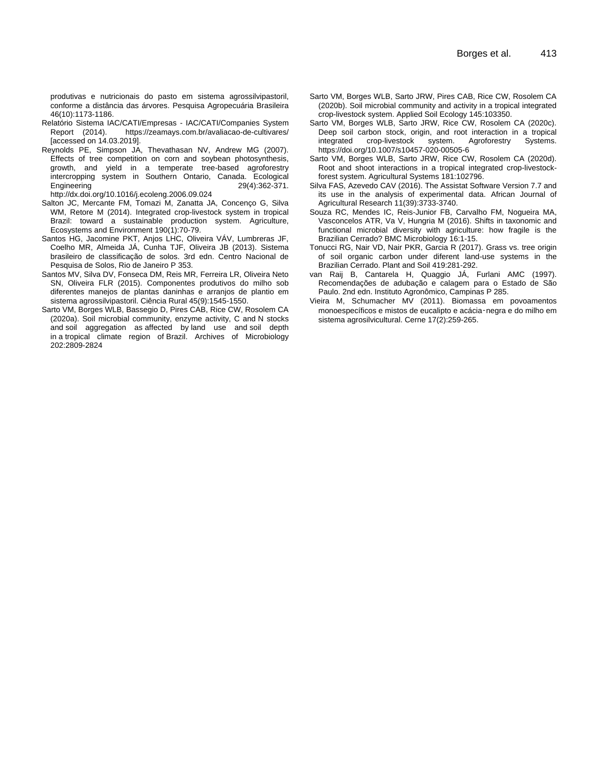produtivas e nutricionais do pasto em sistema agrossilvipastoril, conforme a distância das árvores. Pesquisa Agropecuária Brasileira 46(10):1173-1186.

Relatório Sistema IAC/CATI/Empresas - IAC/CATI/Companies System Report (2014). https://zeamays.com.br/avaliacao-de-cultivares/ [accessed on 14.03.2019].

Reynolds PE, Simpson JA, Thevathasan NV, Andrew MG (2007). Effects of tree competition on corn and soybean photosynthesis, growth, and yield in a temperate tree-based agroforestry intercropping system in Southern Ontario, Canada. Ecological Engineering 29(4):362-371. http://dx.doi.org/10.1016/j.ecoleng.2006.09.024

Salton JC, Mercante FM, Tomazi M, Zanatta JA, Concenço G, Silva WM, Retore M (2014). Integrated crop-livestock system in tropical Brazil: toward a sustainable production system. Agriculture, Ecosystems and Environment 190(1):70-79.

Santos HG, Jacomine PKT, Anjos LHC, Oliveira VÁV, Lumbreras JF, Coelho MR, Almeida JÁ, Cunha TJF, Oliveira JB (2013). Sistema brasileiro de classificação de solos. 3rd edn. Centro Nacional de Pesquisa de Solos, Rio de Janeiro P 353.

Santos MV, Silva DV, Fonseca DM, Reis MR, Ferreira LR, Oliveira Neto SN, Oliveira FLR (2015). Componentes produtivos do milho sob diferentes manejos de plantas daninhas e arranjos de plantio em sistema agrossilvipastoril. Ciência Rural 45(9):1545-1550.

Sarto VM, Borges WLB, Bassegio D, Pires CAB, Rice CW, Rosolem CA (2020a). Soil microbial community, enzyme activity, C and N stocks and soil aggregation as affected by land use and soil depth in a tropical climate region of Brazil. Archives of Microbiology 202:2809-2824

Sarto VM, Borges WLB, Sarto JRW, Pires CAB, Rice CW, Rosolem CA (2020b). Soil microbial community and activity in a tropical integrated crop-livestock system. Applied Soil Ecology 145:103350.

Sarto VM, Borges WLB, Sarto JRW, Rice CW, Rosolem CA (2020c). Deep soil carbon stock, origin, and root interaction in a tropical integrated crop-livestock system. Agroforestry Systems. https://doi.org/10.1007/s10457-020-00505-6

Sarto VM, Borges WLB, Sarto JRW, Rice CW, Rosolem CA (2020d). Root and shoot interactions in a tropical integrated crop-livestock-forest system. Agricultural Systems 181:102796.

Silva FAS, Azevedo CAV (2016). The Assistat Software Version 7.7 and its use in the analysis of experimental data. African Journal of Agricultural Research 11(39):3733-3740.

Souza RC, Mendes IC, Reis-Junior FB, Carvalho FM, Nogueira MA, Vasconcelos ATR, Va V, Hungria M (2016). Shifts in taxonomic and functional microbial diversity with agriculture: how fragile is the Brazilian Cerrado? BMC Microbiology 16:1-15.

Tonucci RG, Nair VD, Nair PKR, Garcia R (2017). Grass vs. tree origin of soil organic carbon under diferent land-use systems in the Brazilian Cerrado. Plant and Soil 419:281-292.

van Raij B, Cantarela H, Quaggio JÁ, Furlani AMC (1997). Recomendações de adubação e calagem para o Estado de São Paulo. 2nd edn. Instituto Agronômico, Campinas P 285.

Vieira M, Schumacher MV (2011). Biomassa em povoamentos monoespecíficos e mistos de eucalipto e acácia-negra e do milho em sistema agrosilvicultural. Cerne 17(2):259-265.